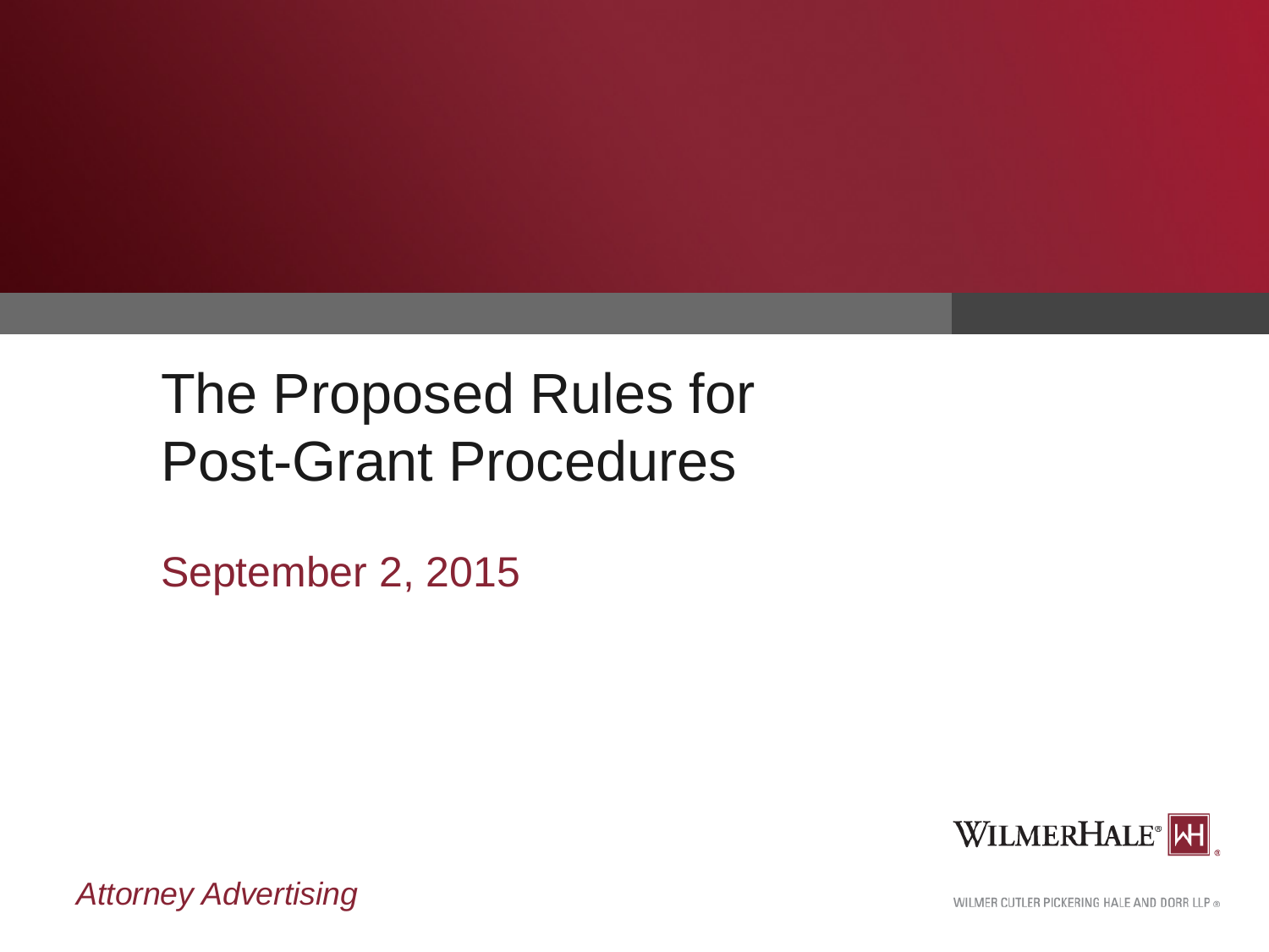# The Proposed Rules for Post-Grant Procedures

September 2, 2015

WILMERHALE

*Attorney Advertising*

WILMER CUTLER PICKERING HALE AND DORR LLP ®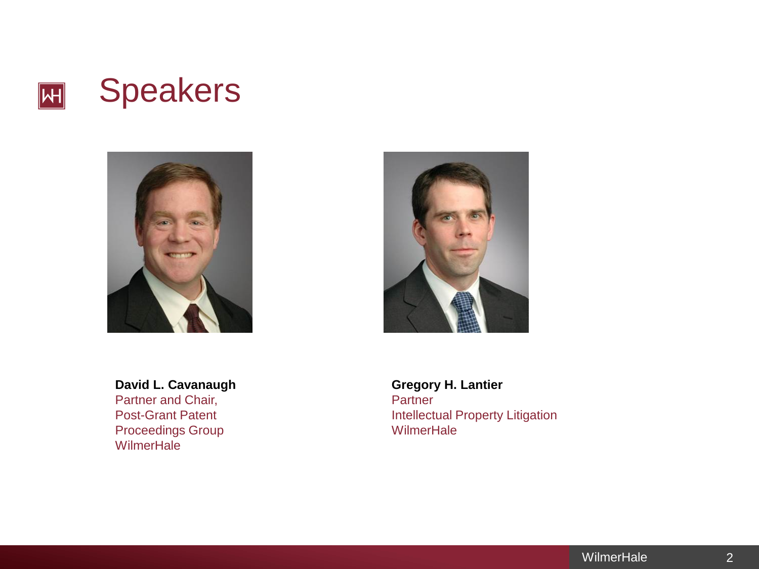# Speakers

**David L. Cavanaugh**
Partner and Chair,
Post-Grant Patent
Proceedings Group
WilmerHale

**Gregory H. Lantier**
Partner
Intellectual Property Litigation
WilmerHale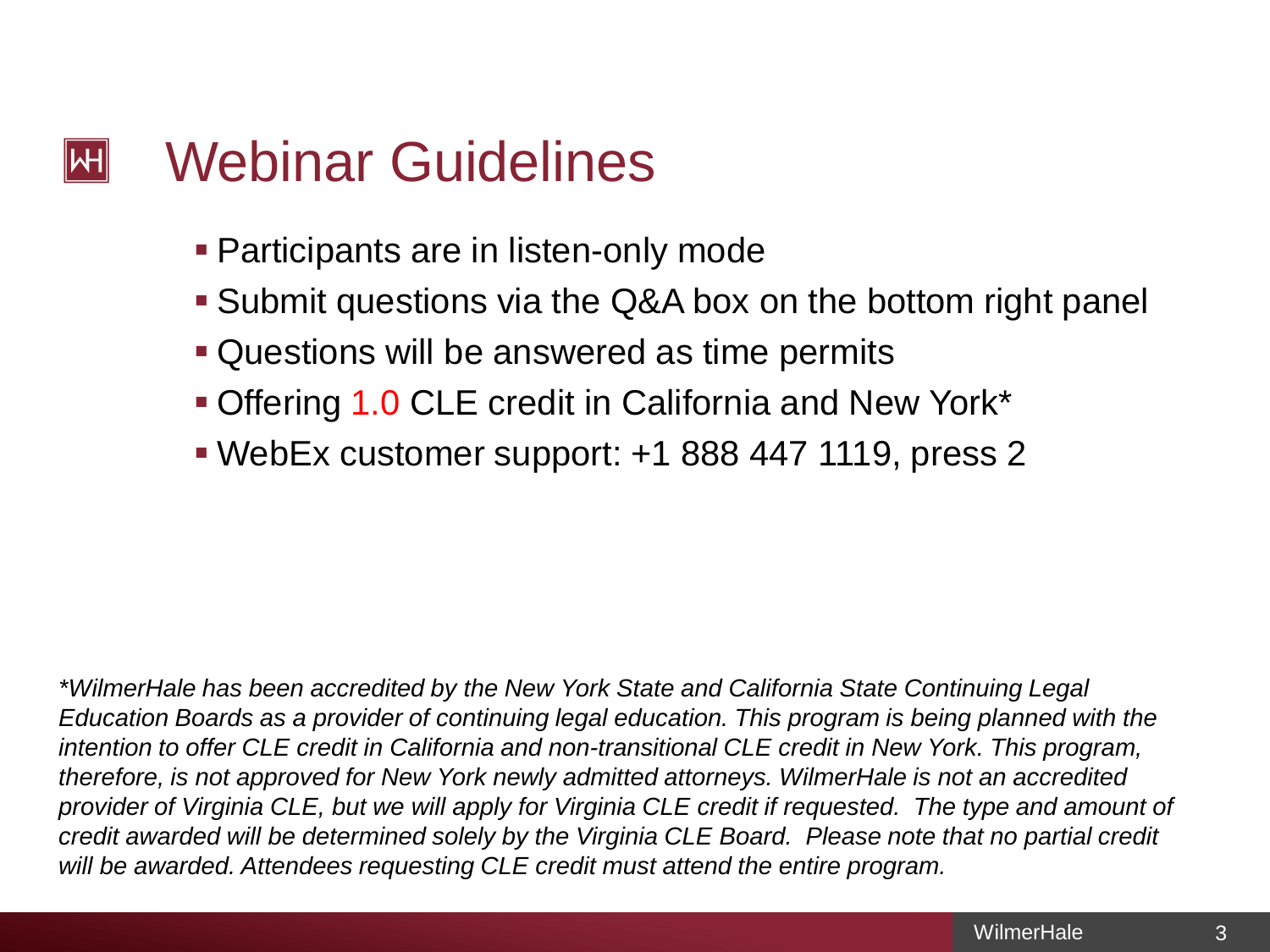# Webinar Guidelines

- Participants are in listen-only mode
- Submit questions via the Q&A box on the bottom right panel
- Questions will be answered as time permits
- Offering 1.0 CLE credit in California and New York*
- WebEx customer support: +1 888 447 1119, press 2

*\*WilmerHale has been accredited by the New York State and California State Continuing Legal Education Boards as a provider of continuing legal education. This program is being planned with the intention to offer CLE credit in California and non-transitional CLE credit in New York. This program, therefore, is not approved for New York newly admitted attorneys. WilmerHale is not an accredited provider of Virginia CLE, but we will apply for Virginia CLE credit if requested. The type and amount of credit awarded will be determined solely by the Virginia CLE Board. Please note that no partial credit will be awarded. Attendees requesting CLE credit must attend the entire program.*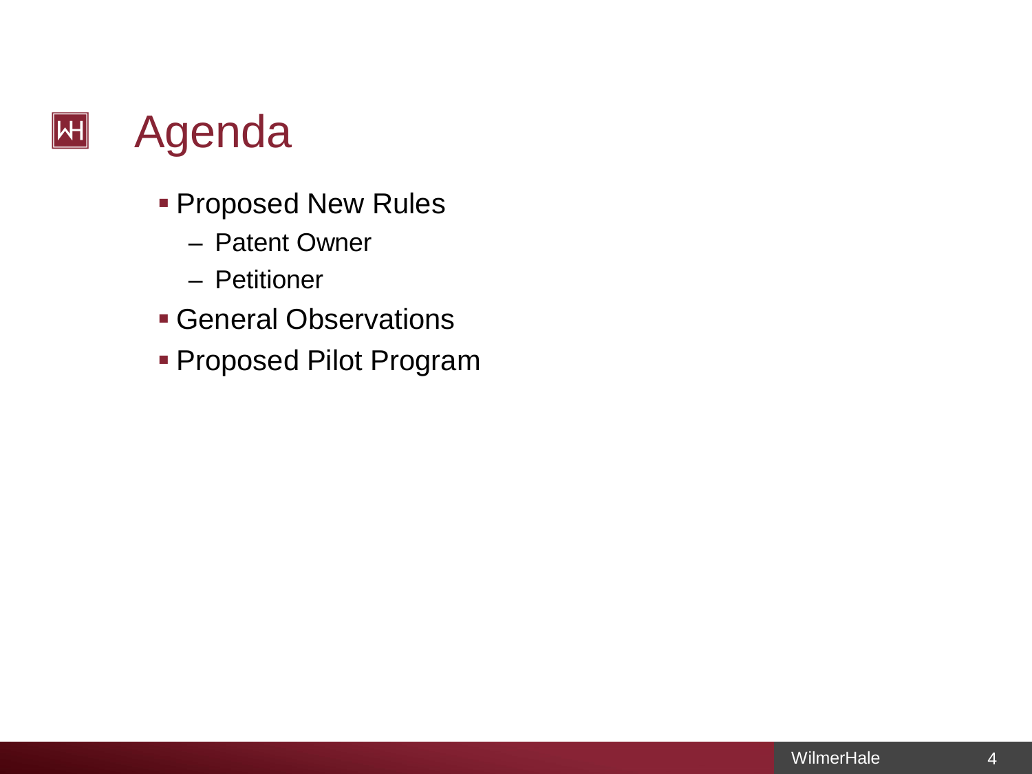# Agenda

- Proposed New Rules
  - Patent Owner
  - Petitioner
- General Observations
- Proposed Pilot Program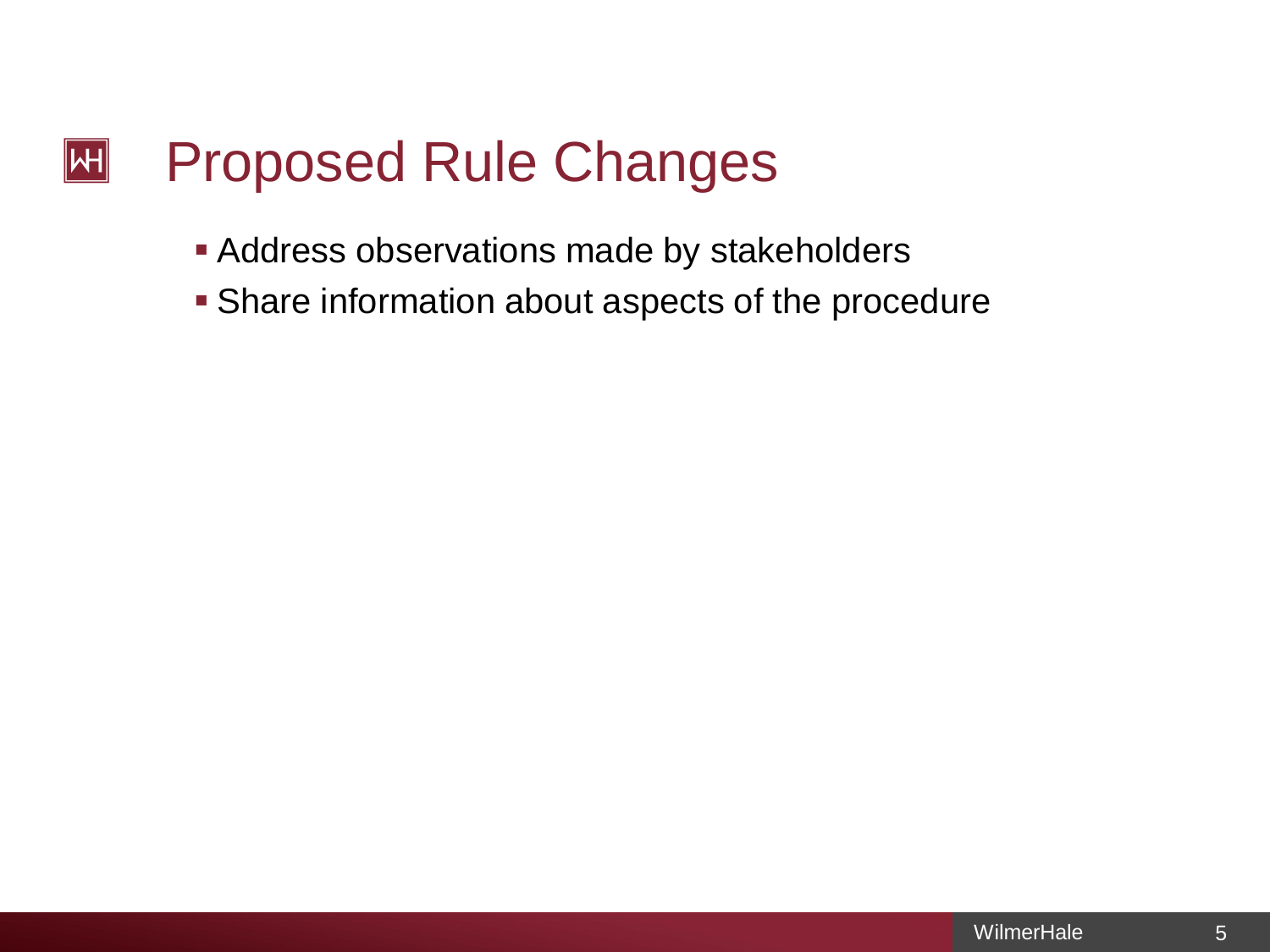# Proposed Rule Changes

- Address observations made by stakeholders
- Share information about aspects of the procedure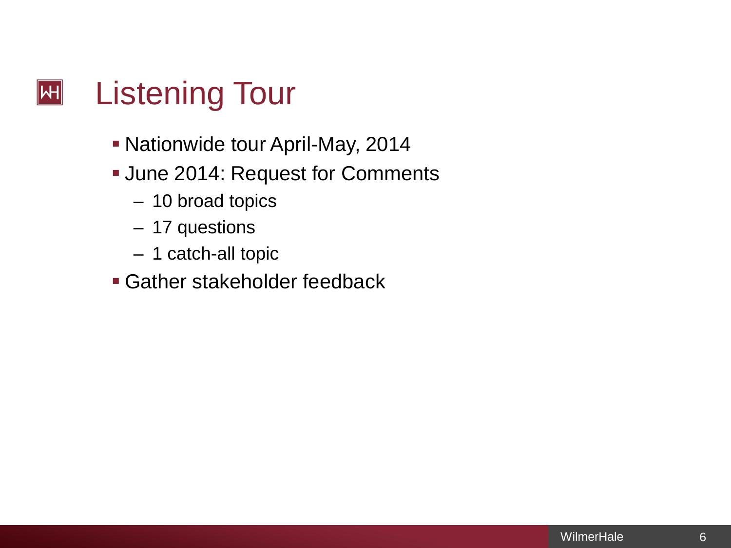# Listening Tour

- Nationwide tour April-May, 2014
- June 2014: Request for Comments
  - 10 broad topics
  - 17 questions
  - 1 catch-all topic
- Gather stakeholder feedback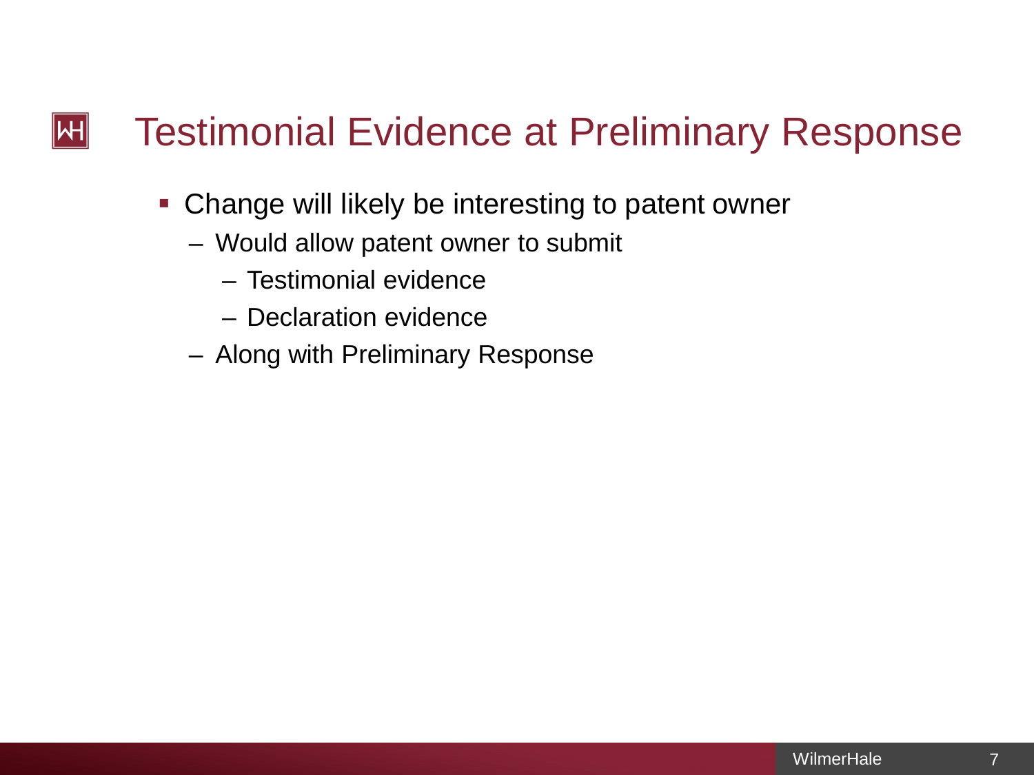# Testimonial Evidence at Preliminary Response

- Change will likely be interesting to patent owner
  - Would allow patent owner to submit
    - Testimonial evidence
    - Declaration evidence
  - Along with Preliminary Response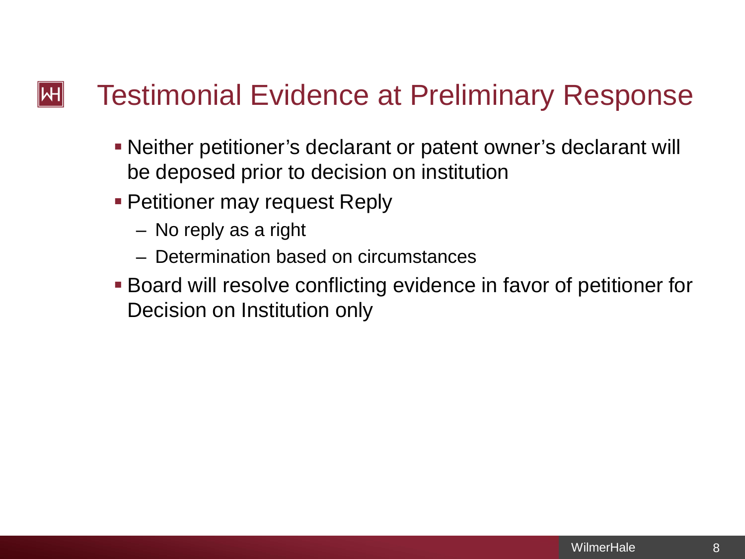# Testimonial Evidence at Preliminary Response

- Neither petitioner's declarant or patent owner's declarant will be deposed prior to decision on institution
- Petitioner may request Reply
  - No reply as a right
  - Determination based on circumstances
- Board will resolve conflicting evidence in favor of petitioner for Decision on Institution only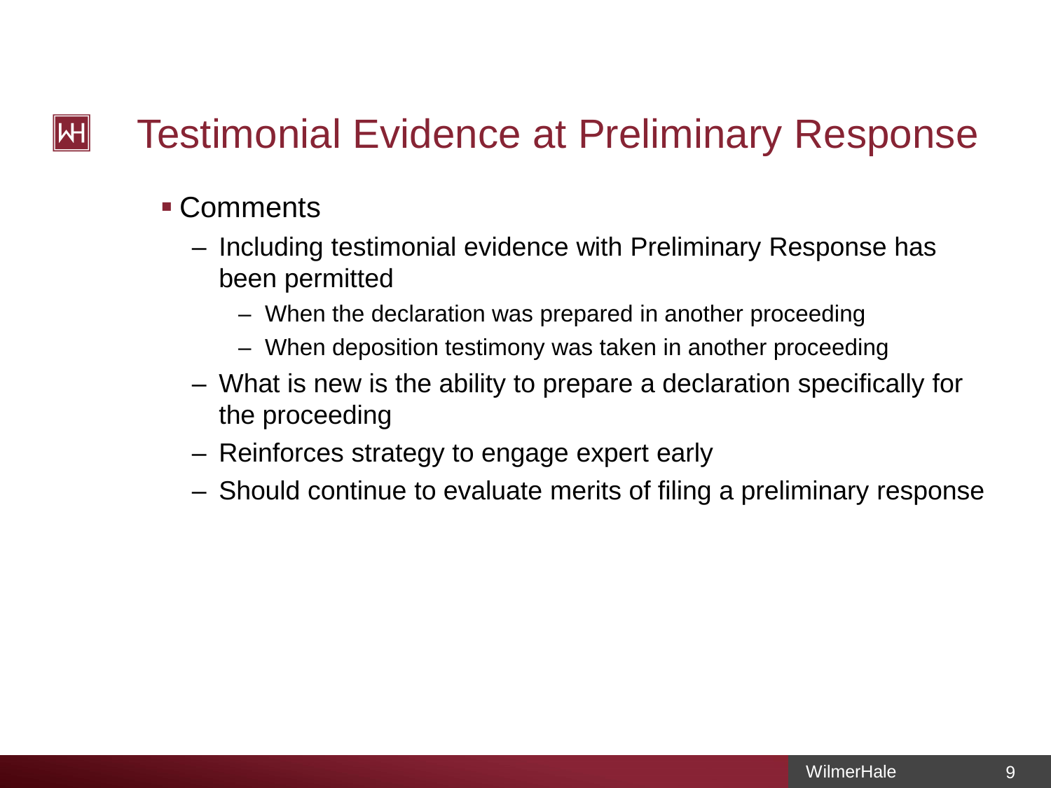# Testimonial Evidence at Preliminary Response

- Comments
  - Including testimonial evidence with Preliminary Response has been permitted
    - When the declaration was prepared in another proceeding
    - When deposition testimony was taken in another proceeding
  - What is new is the ability to prepare a declaration specifically for the proceeding
  - Reinforces strategy to engage expert early
  - Should continue to evaluate merits of filing a preliminary response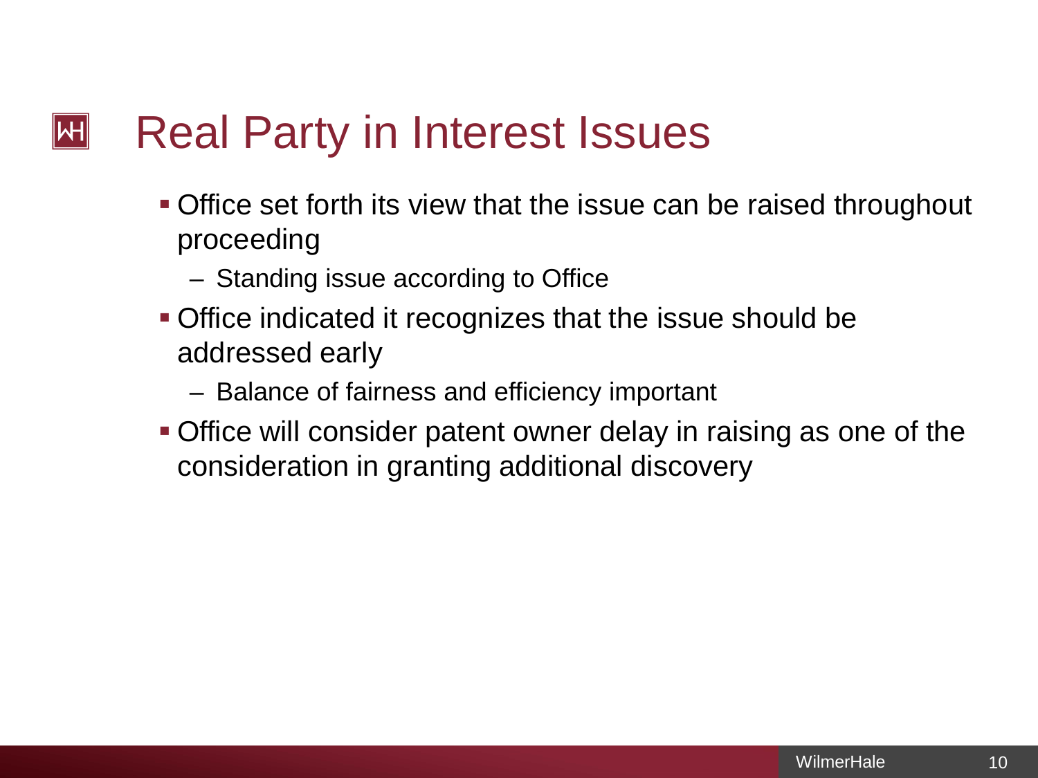# Real Party in Interest Issues

- Office set forth its view that the issue can be raised throughout proceeding
  - Standing issue according to Office
- Office indicated it recognizes that the issue should be addressed early
  - Balance of fairness and efficiency important
- Office will consider patent owner delay in raising as one of the consideration in granting additional discovery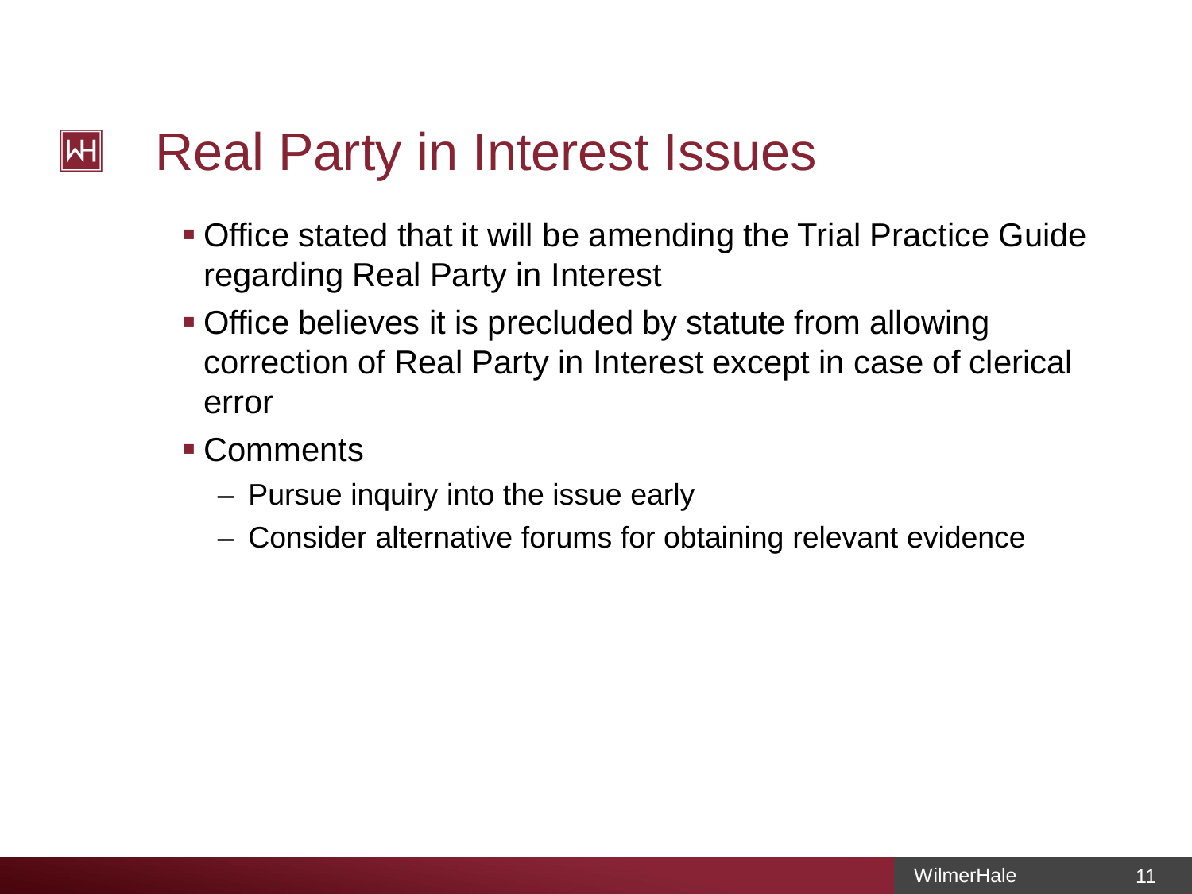# Real Party in Interest Issues

- Office stated that it will be amending the Trial Practice Guide regarding Real Party in Interest
- Office believes it is precluded by statute from allowing correction of Real Party in Interest except in case of clerical error
- Comments
  - Pursue inquiry into the issue early
  - Consider alternative forums for obtaining relevant evidence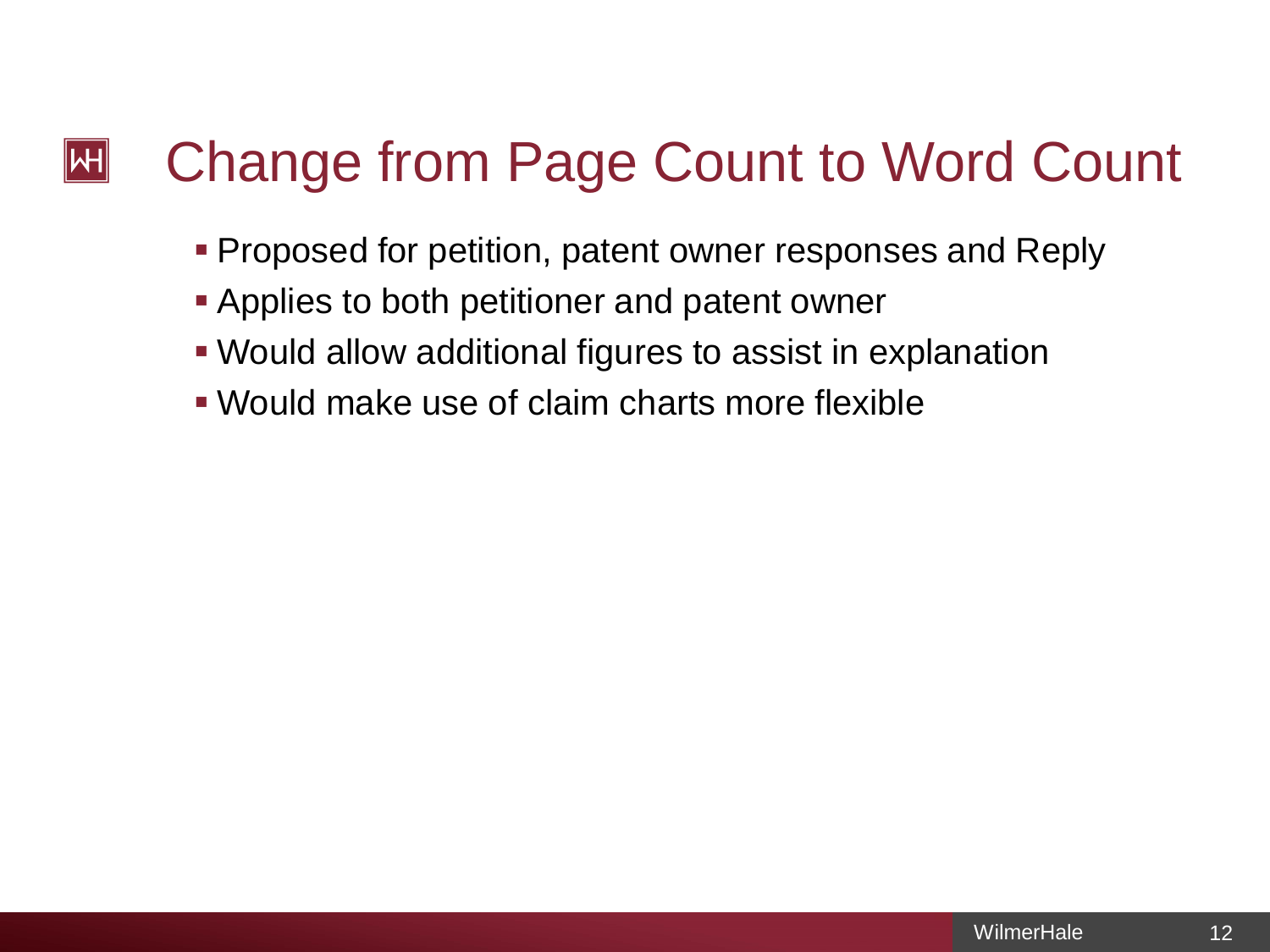# Change from Page Count to Word Count

- Proposed for petition, patent owner responses and Reply
- Applies to both petitioner and patent owner
- Would allow additional figures to assist in explanation
- Would make use of claim charts more flexible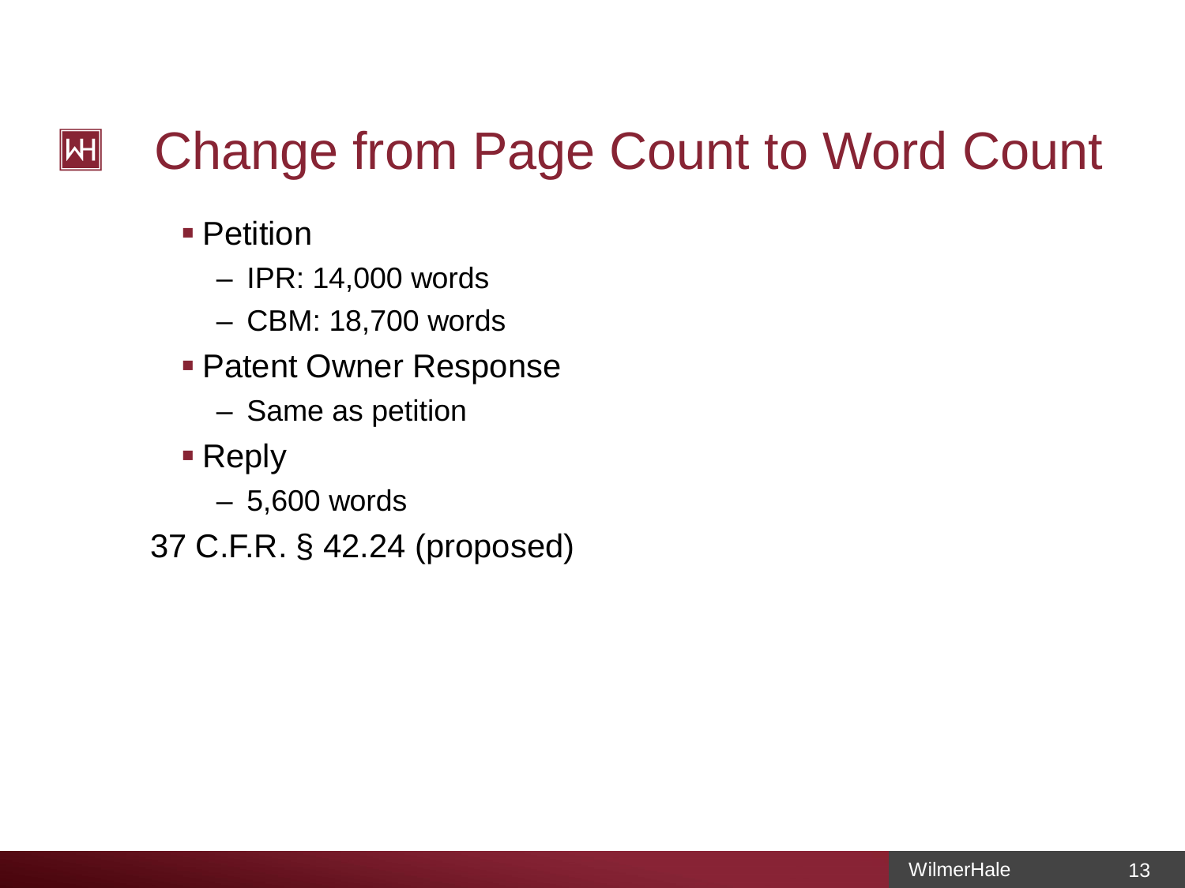# Change from Page Count to Word Count

- Petition
  - IPR: 14,000 words
  - CBM: 18,700 words
- Patent Owner Response
  - Same as petition
- Reply
  - 5,600 words

37 C.F.R. § 42.24 (proposed)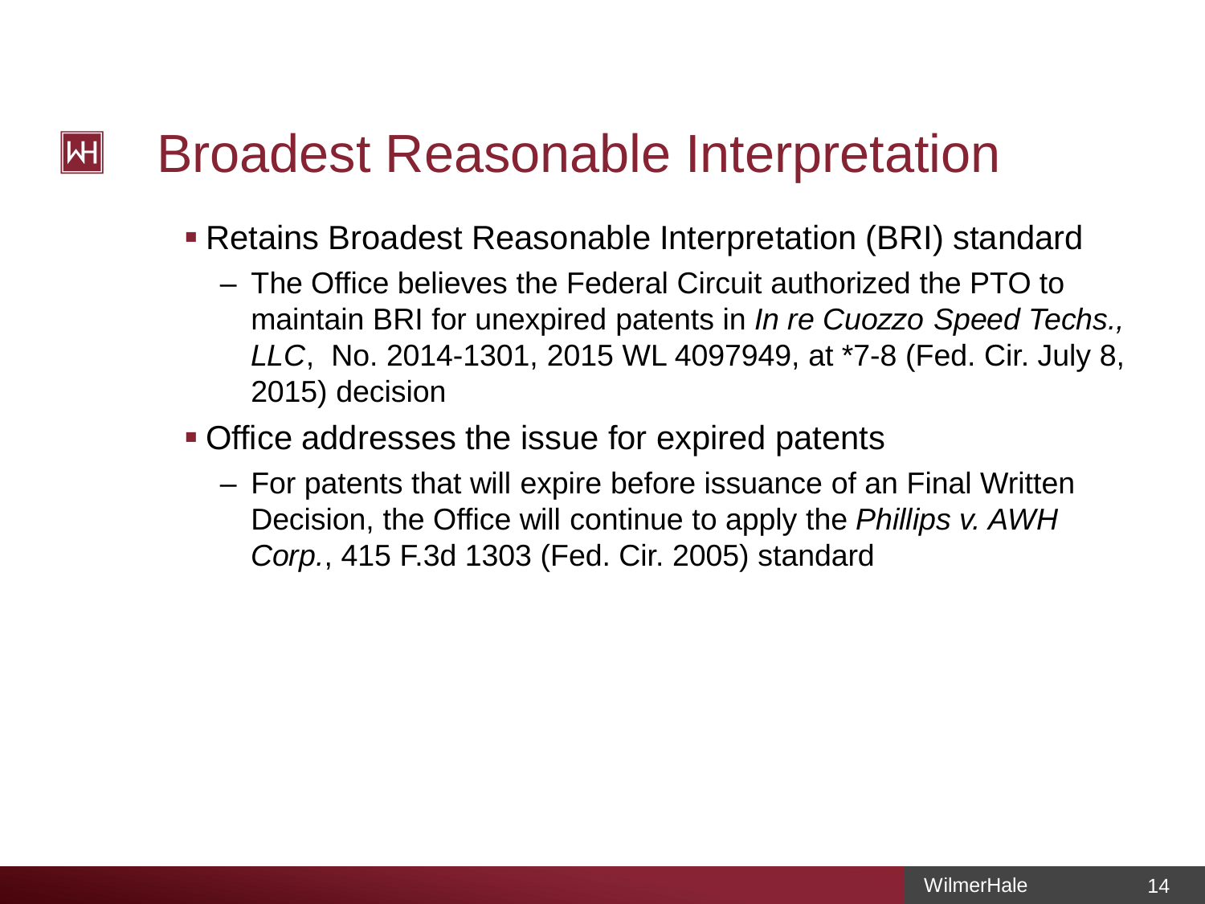# Broadest Reasonable Interpretation

- Retains Broadest Reasonable Interpretation (BRI) standard
  - The Office believes the Federal Circuit authorized the PTO to maintain BRI for unexpired patents in *In re Cuozzo Speed Techs., LLC*, No. 2014-1301, 2015 WL 4097949, at *7-8 (Fed. Cir. July 8, 2015) decision
- Office addresses the issue for expired patents
  - For patents that will expire before issuance of an Final Written Decision, the Office will continue to apply the *Phillips v. AWH Corp.*, 415 F.3d 1303 (Fed. Cir. 2005) standard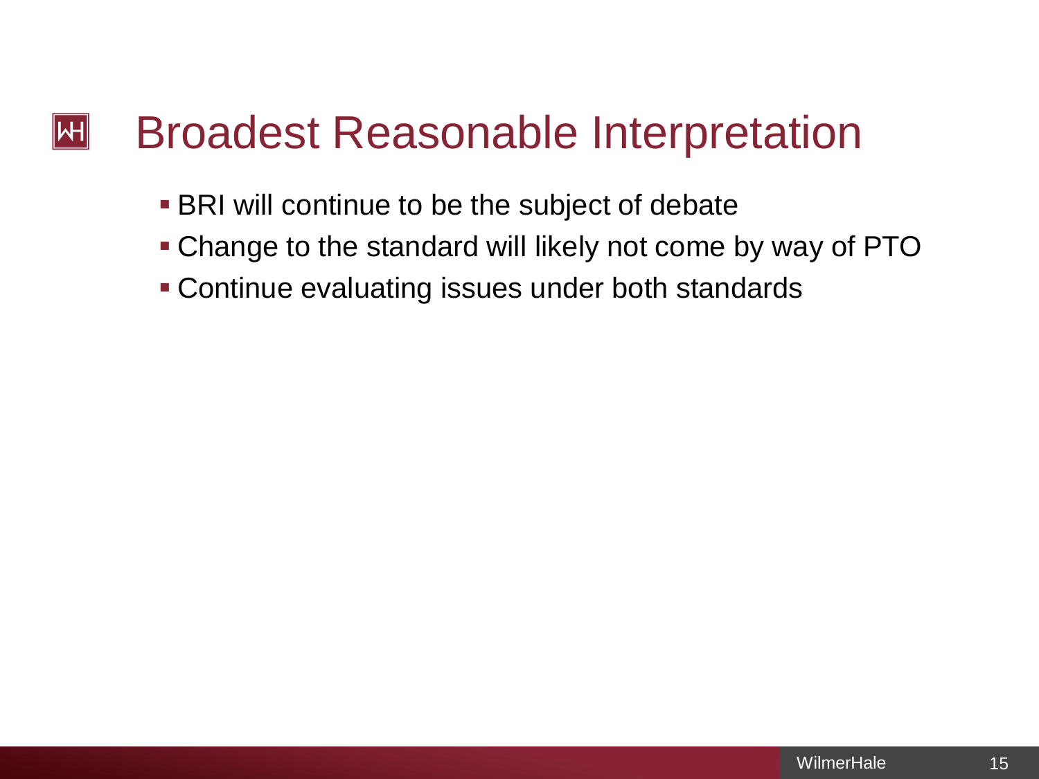# Broadest Reasonable Interpretation

- BRI will continue to be the subject of debate
- Change to the standard will likely not come by way of PTO
- Continue evaluating issues under both standards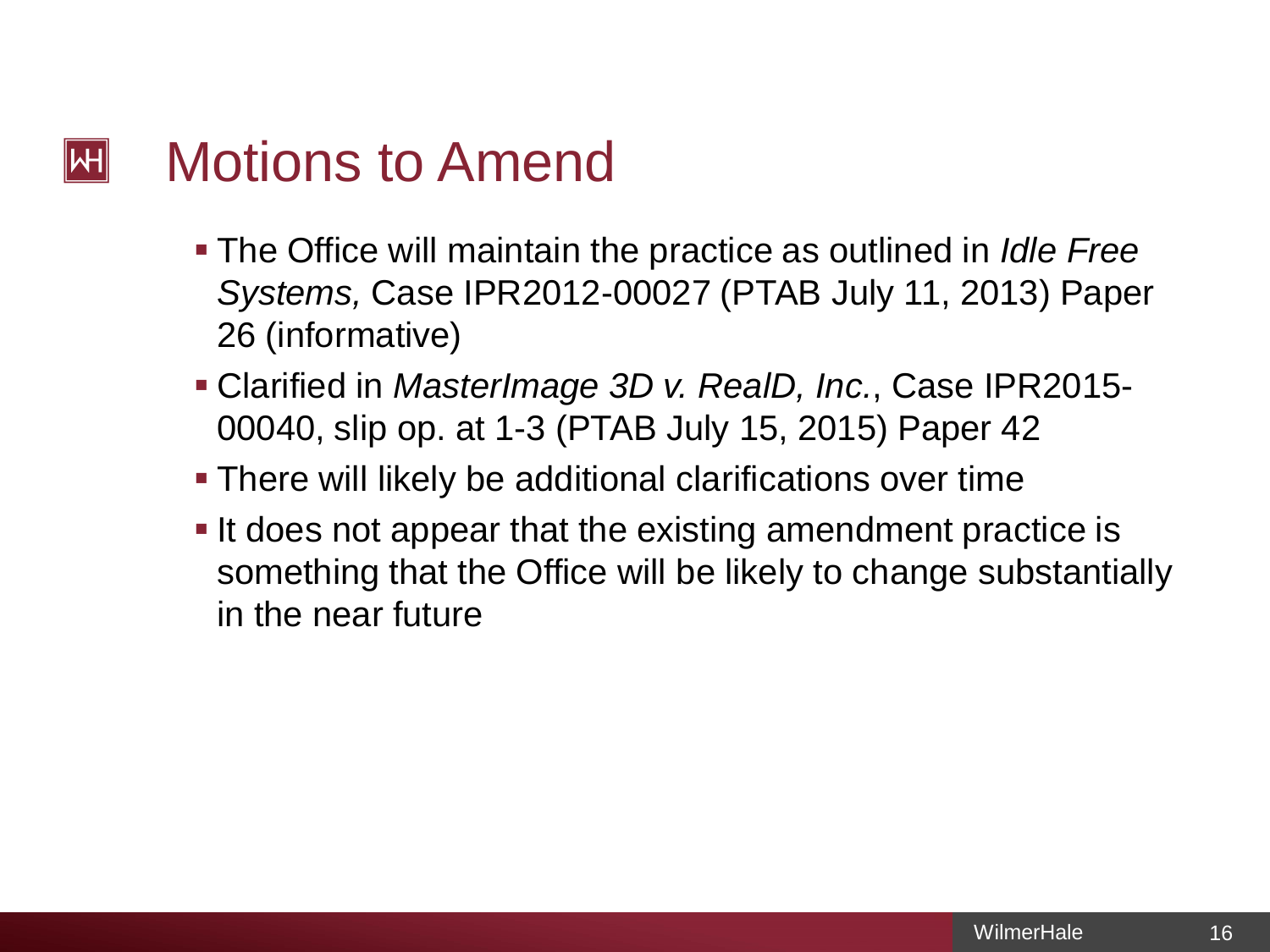# Motions to Amend

- The Office will maintain the practice as outlined in *Idle Free Systems,* Case IPR2012-00027 (PTAB July 11, 2013) Paper 26 (informative)
- Clarified in *MasterImage 3D v. RealD, Inc.*, Case IPR2015-00040, slip op. at 1-3 (PTAB July 15, 2015) Paper 42
- There will likely be additional clarifications over time
- It does not appear that the existing amendment practice is something that the Office will be likely to change substantially in the near future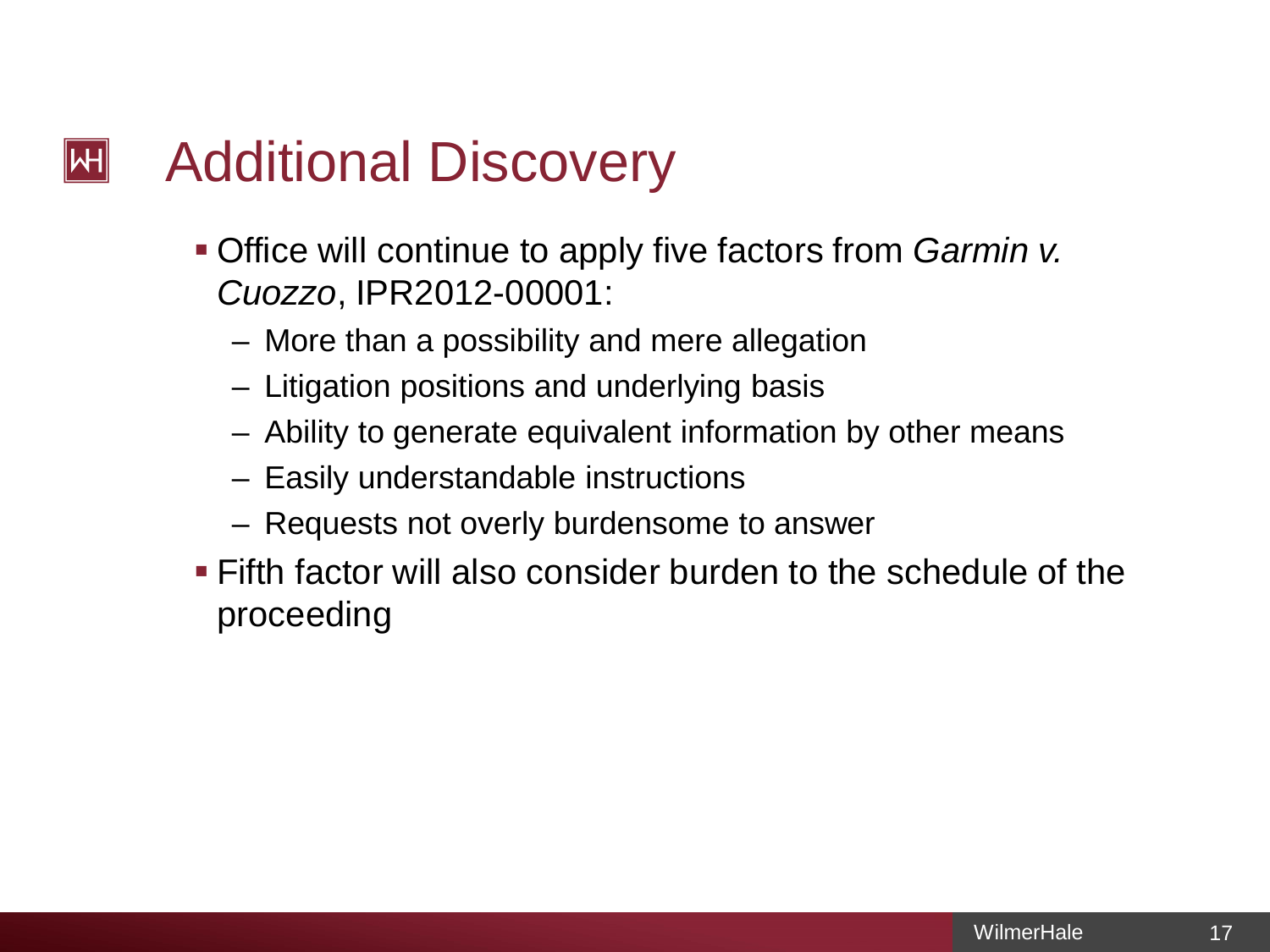# Additional Discovery

- Office will continue to apply five factors from *Garmin v. Cuozzo*, IPR2012-00001:
  - More than a possibility and mere allegation
  - Litigation positions and underlying basis
  - Ability to generate equivalent information by other means
  - Easily understandable instructions
  - Requests not overly burdensome to answer
- Fifth factor will also consider burden to the schedule of the proceeding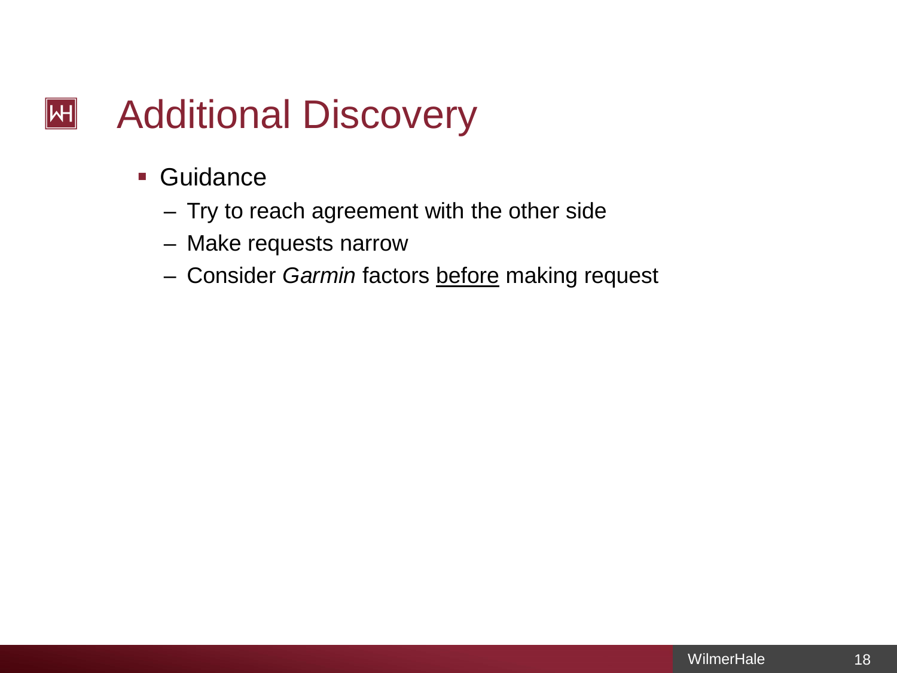# Additional Discovery

- Guidance
  - Try to reach agreement with the other side
  - Make requests narrow
  - Consider *Garmin* factors <u>before</u> making request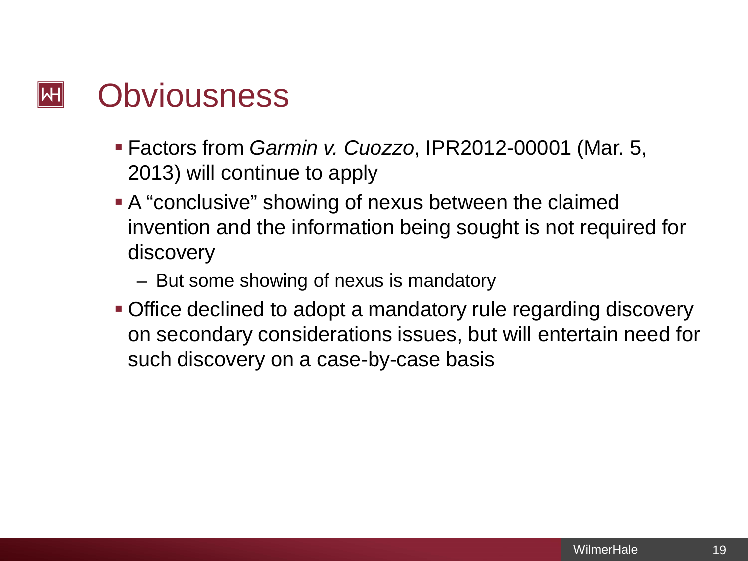# Obviousness

- Factors from *Garmin v. Cuozzo*, IPR2012-00001 (Mar. 5, 2013) will continue to apply
- A "conclusive" showing of nexus between the claimed invention and the information being sought is not required for discovery
  - But some showing of nexus is mandatory
- Office declined to adopt a mandatory rule regarding discovery on secondary considerations issues, but will entertain need for such discovery on a case-by-case basis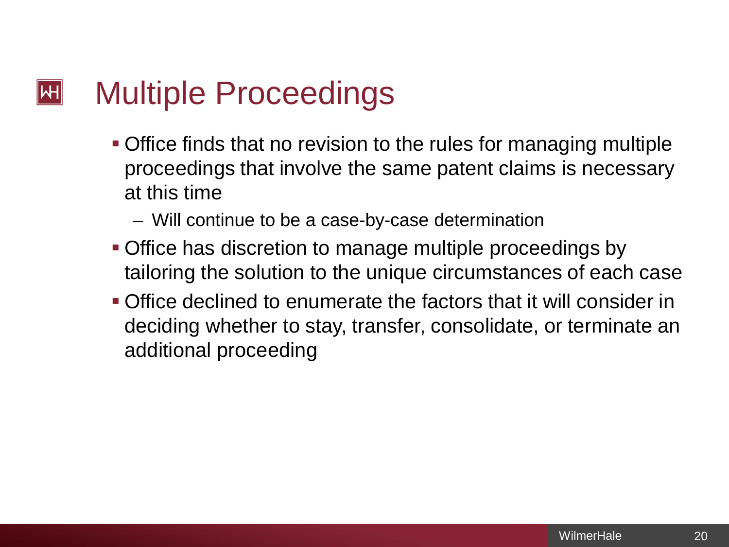# Multiple Proceedings

- Office finds that no revision to the rules for managing multiple proceedings that involve the same patent claims is necessary at this time
  - Will continue to be a case-by-case determination
- Office has discretion to manage multiple proceedings by tailoring the solution to the unique circumstances of each case
- Office declined to enumerate the factors that it will consider in deciding whether to stay, transfer, consolidate, or terminate an additional proceeding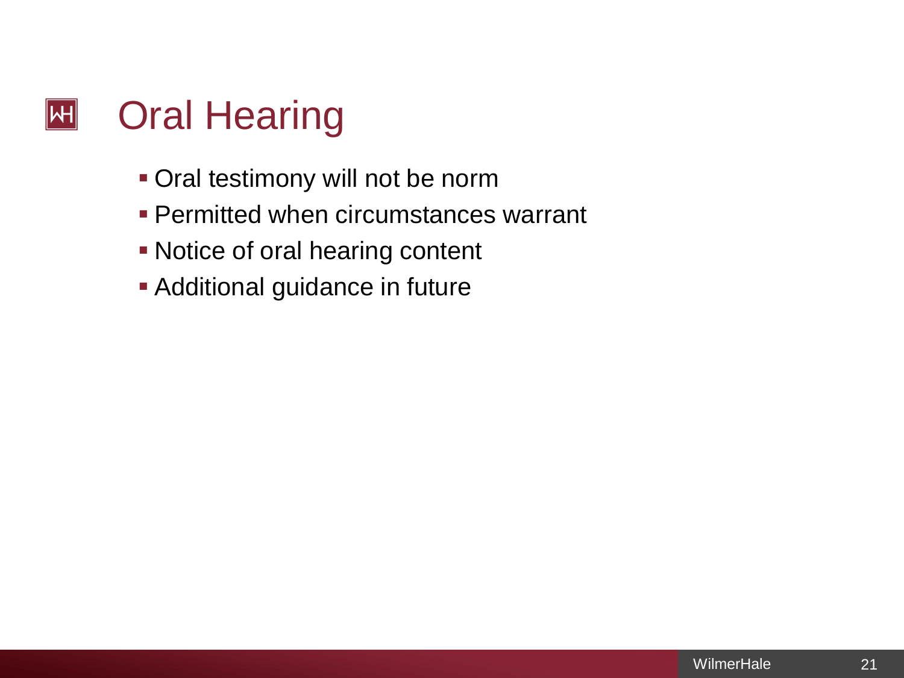# Oral Hearing

- Oral testimony will not be norm
- Permitted when circumstances warrant
- Notice of oral hearing content
- Additional guidance in future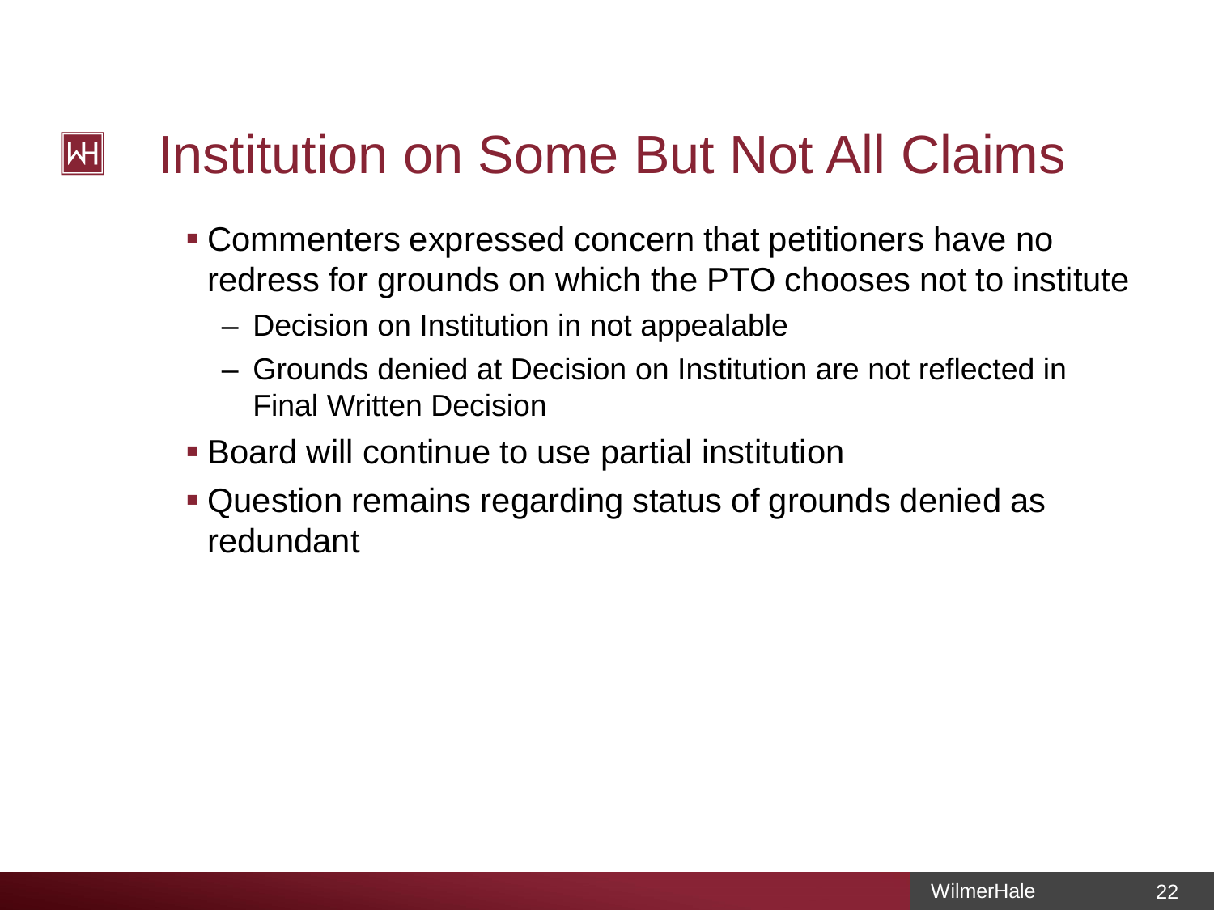# Institution on Some But Not All Claims

- Commenters expressed concern that petitioners have no redress for grounds on which the PTO chooses not to institute
  - Decision on Institution in not appealable
  - Grounds denied at Decision on Institution are not reflected in Final Written Decision
- Board will continue to use partial institution
- Question remains regarding status of grounds denied as redundant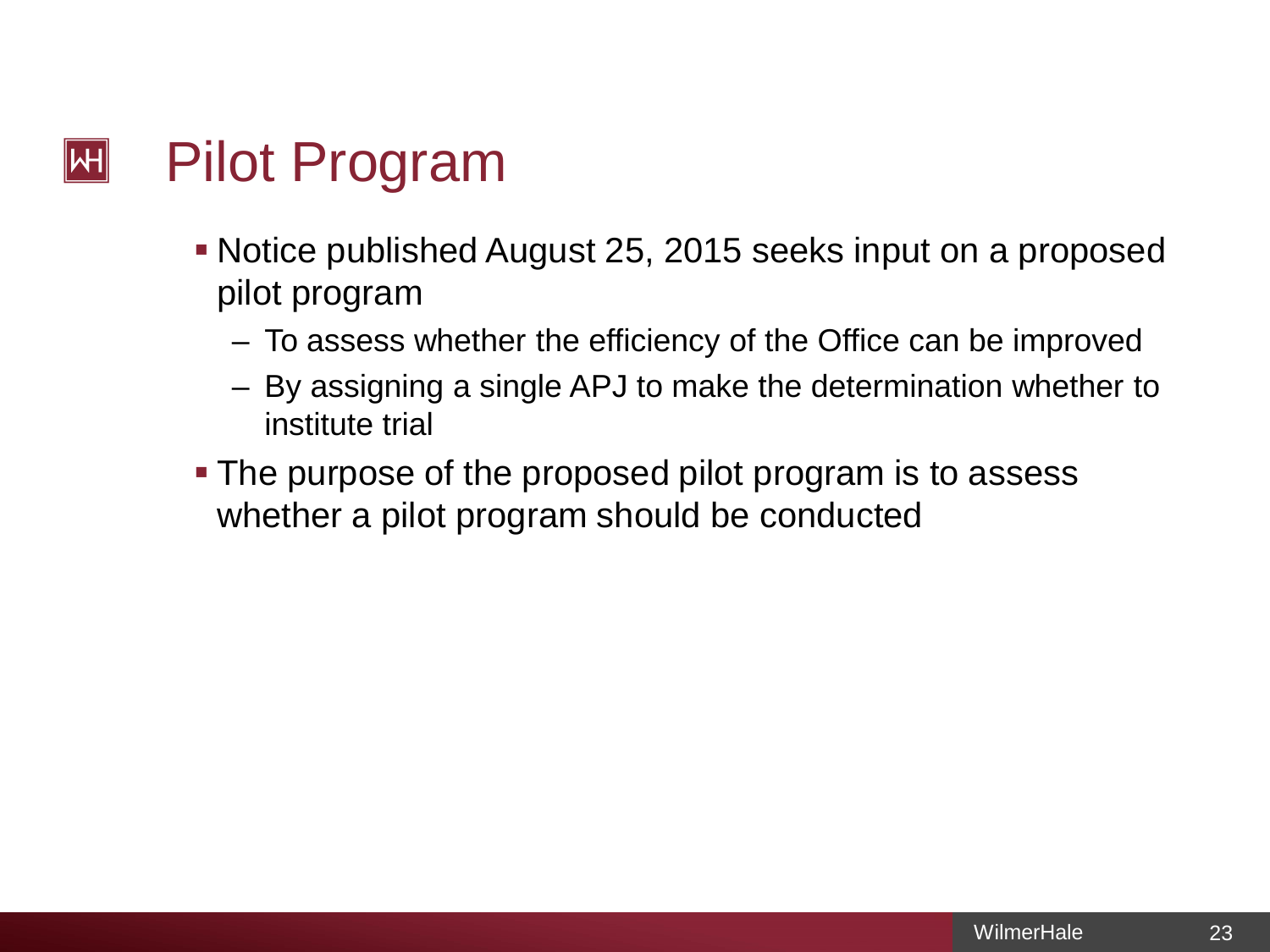# Pilot Program

- Notice published August 25, 2015 seeks input on a proposed pilot program
  - To assess whether the efficiency of the Office can be improved
  - By assigning a single APJ to make the determination whether to institute trial
- The purpose of the proposed pilot program is to assess whether a pilot program should be conducted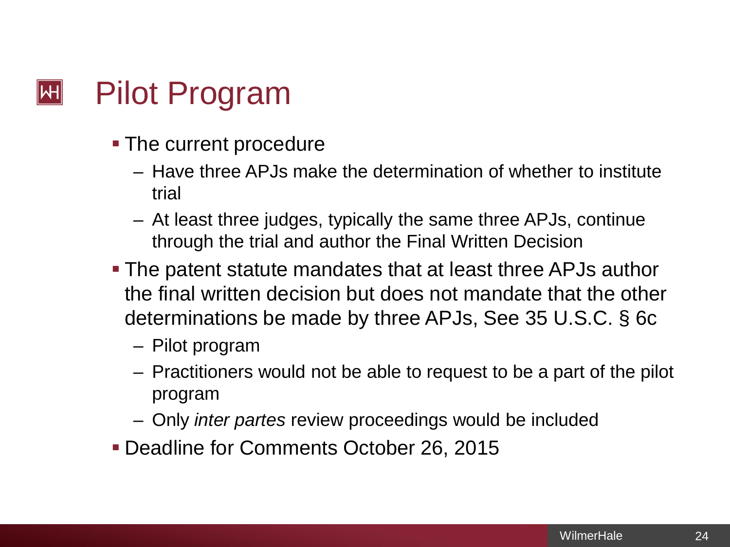# Pilot Program

- The current procedure
  - Have three APJs make the determination of whether to institute trial
  - At least three judges, typically the same three APJs, continue through the trial and author the Final Written Decision
- The patent statute mandates that at least three APJs author the final written decision but does not mandate that the other determinations be made by three APJs, See 35 U.S.C. § 6c
  - Pilot program
  - Practitioners would not be able to request to be a part of the pilot program
  - Only *inter partes* review proceedings would be included
- Deadline for Comments October 26, 2015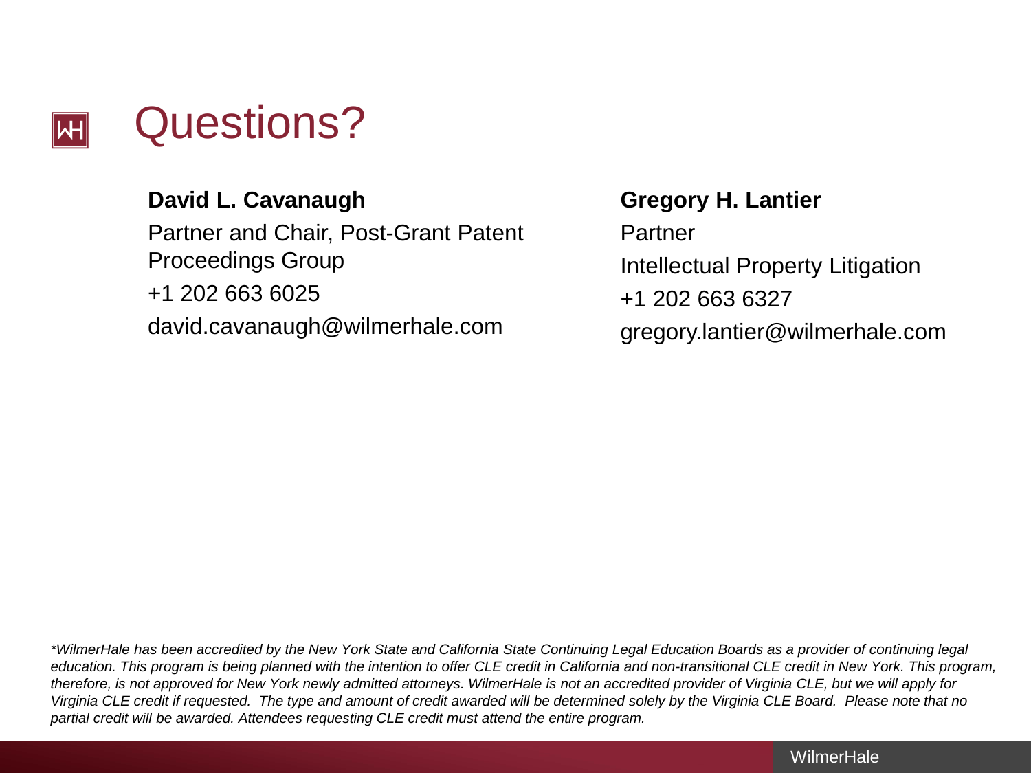# Questions?

**David L. Cavanaugh**

Partner and Chair, Post-Grant Patent Proceedings Group

+1 202 663 6025

david.cavanaugh@wilmerhale.com

**Gregory H. Lantier**

Partner

Intellectual Property Litigation

+1 202 663 6327

gregory.lantier@wilmerhale.com

*\*WilmerHale has been accredited by the New York State and California State Continuing Legal Education Boards as a provider of continuing legal education. This program is being planned with the intention to offer CLE credit in California and non-transitional CLE credit in New York. This program, therefore, is not approved for New York newly admitted attorneys. WilmerHale is not an accredited provider of Virginia CLE, but we will apply for Virginia CLE credit if requested. The type and amount of credit awarded will be determined solely by the Virginia CLE Board. Please note that no partial credit will be awarded. Attendees requesting CLE credit must attend the entire program.*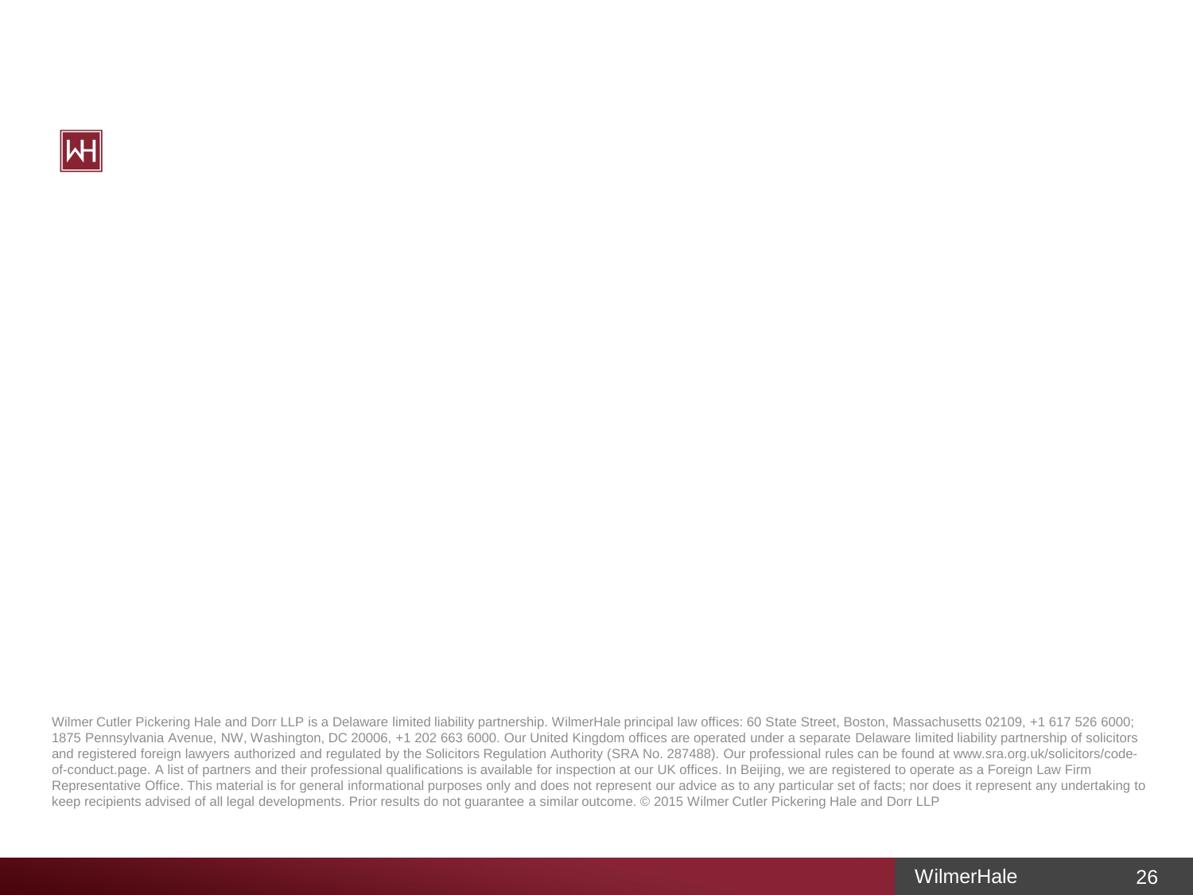Wilmer Cutler Pickering Hale and Dorr LLP is a Delaware limited liability partnership. WilmerHale principal law offices: 60 State Street, Boston, Massachusetts 02109, +1 617 526 6000; 1875 Pennsylvania Avenue, NW, Washington, DC 20006, +1 202 663 6000. Our United Kingdom offices are operated under a separate Delaware limited liability partnership of solicitors and registered foreign lawyers authorized and regulated by the Solicitors Regulation Authority (SRA No. 287488). Our professional rules can be found at www.sra.org.uk/solicitors/code-of-conduct.page. A list of partners and their professional qualifications is available for inspection at our UK offices. In Beijing, we are registered to operate as a Foreign Law Firm Representative Office. This material is for general informational purposes only and does not represent our advice as to any particular set of facts; nor does it represent any undertaking to keep recipients advised of all legal developments. Prior results do not guarantee a similar outcome. © 2015 Wilmer Cutler Pickering Hale and Dorr LLP